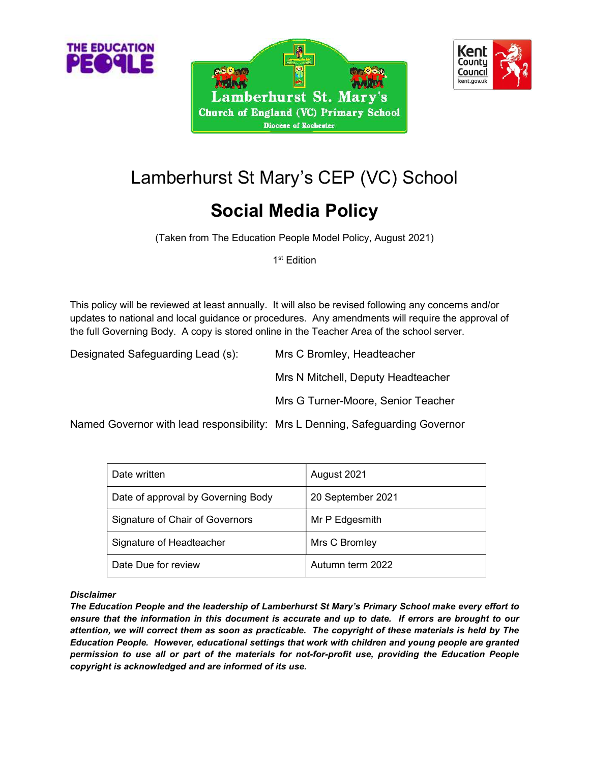# Lamberhurst St Mary's CEP (VC) School

## Social Media Policy

(Taken from The Education People Model Policy, August 2021)

1st Edition

This policy will be reviewed at least annually. It will also be revised following any concerns and/or updates to national and local guidance or procedures. Any amendments will require the approval of the full Governing Body. A copy is stored online in the Teacher Area of the school server.

Designated Safeguarding Lead (s): Mrs C Bromley, Headteacher

Mrs N Mitchell, Deputy Headteacher

Mrs G Turner-Moore, Senior Teacher

Named Governor with lead responsibility: Mrs L Denning, Safeguarding Governor

| | |
|---|---|
| Date written | August 2021 |
| Date of approval by Governing Body | 20 September 2021 |
| Signature of Chair of Governors | Mr P Edgesmith |
| Signature of Headteacher | Mrs C Bromley |
| Date Due for review | Autumn term 2022 |

***Disclaimer***

***The Education People and the leadership of Lamberhurst St Mary's Primary School make every effort to ensure that the information in this document is accurate and up to date. If errors are brought to our attention, we will correct them as soon as practicable. The copyright of these materials is held by The Education People. However, educational settings that work with children and young people are granted permission to use all or part of the materials for not-for-profit use, providing the Education People copyright is acknowledged and are informed of its use.***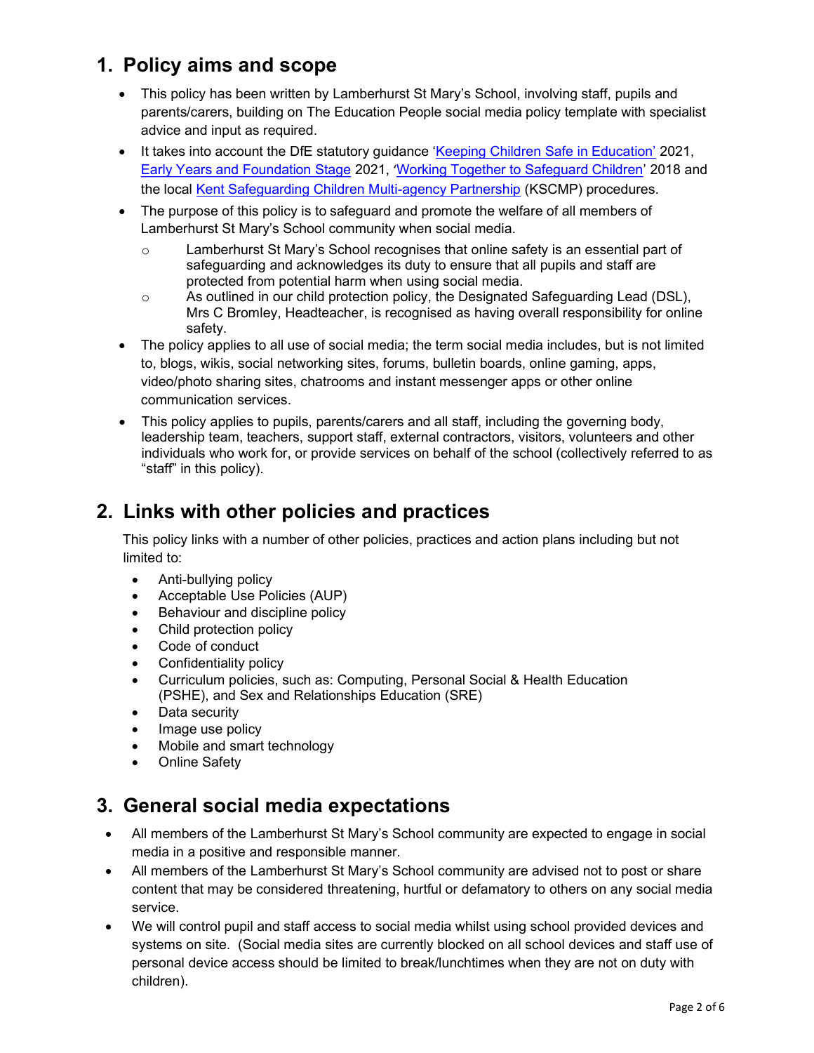## 1. Policy aims and scope

- This policy has been written by Lamberhurst St Mary's School, involving staff, pupils and parents/carers, building on The Education People social media policy template with specialist advice and input as required.
- It takes into account the DfE statutory guidance 'Keeping Children Safe in Education' 2021, Early Years and Foundation Stage 2021, 'Working Together to Safeguard Children' 2018 and the local Kent Safeguarding Children Multi-agency Partnership (KSCMP) procedures.
- The purpose of this policy is to safeguard and promote the welfare of all members of Lamberhurst St Mary's School community when social media.
  - Lamberhurst St Mary's School recognises that online safety is an essential part of safeguarding and acknowledges its duty to ensure that all pupils and staff are protected from potential harm when using social media.
  - As outlined in our child protection policy, the Designated Safeguarding Lead (DSL), Mrs C Bromley, Headteacher, is recognised as having overall responsibility for online safety.
- The policy applies to all use of social media; the term social media includes, but is not limited to, blogs, wikis, social networking sites, forums, bulletin boards, online gaming, apps, video/photo sharing sites, chatrooms and instant messenger apps or other online communication services.
- This policy applies to pupils, parents/carers and all staff, including the governing body, leadership team, teachers, support staff, external contractors, visitors, volunteers and other individuals who work for, or provide services on behalf of the school (collectively referred to as "staff" in this policy).

## 2. Links with other policies and practices

This policy links with a number of other policies, practices and action plans including but not limited to:

- Anti-bullying policy
- Acceptable Use Policies (AUP)
- Behaviour and discipline policy
- Child protection policy
- Code of conduct
- Confidentiality policy
- Curriculum policies, such as: Computing, Personal Social & Health Education (PSHE), and Sex and Relationships Education (SRE)
- Data security
- Image use policy
- Mobile and smart technology
- Online Safety

## 3. General social media expectations

- All members of the Lamberhurst St Mary's School community are expected to engage in social media in a positive and responsible manner.
- All members of the Lamberhurst St Mary's School community are advised not to post or share content that may be considered threatening, hurtful or defamatory to others on any social media service.
- We will control pupil and staff access to social media whilst using school provided devices and systems on site. (Social media sites are currently blocked on all school devices and staff use of personal device access should be limited to break/lunchtimes when they are not on duty with children).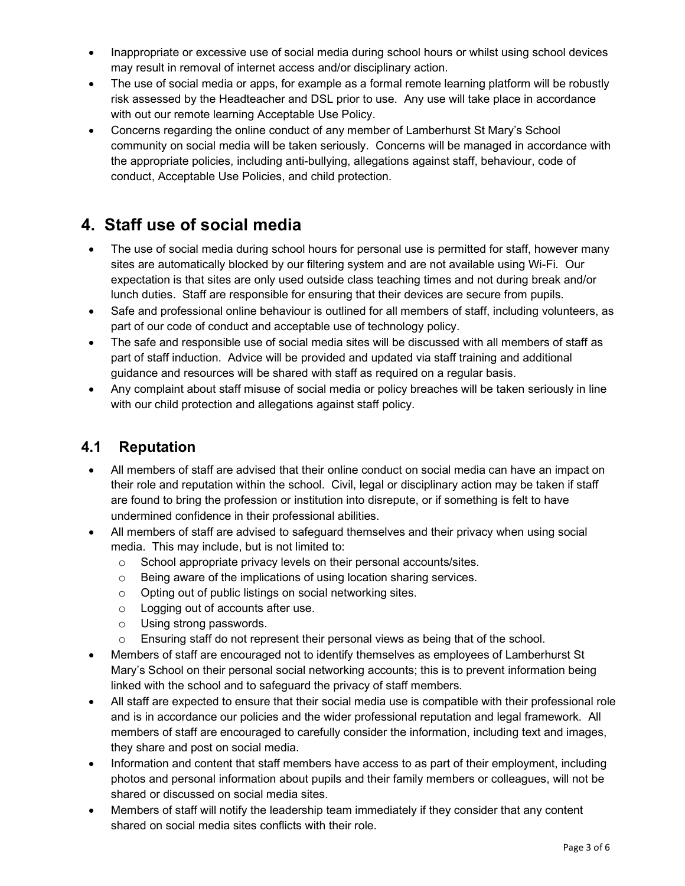- Inappropriate or excessive use of social media during school hours or whilst using school devices may result in removal of internet access and/or disciplinary action.
- The use of social media or apps, for example as a formal remote learning platform will be robustly risk assessed by the Headteacher and DSL prior to use. Any use will take place in accordance with out our remote learning Acceptable Use Policy.
- Concerns regarding the online conduct of any member of Lamberhurst St Mary's School community on social media will be taken seriously. Concerns will be managed in accordance with the appropriate policies, including anti-bullying, allegations against staff, behaviour, code of conduct, Acceptable Use Policies, and child protection.

# 4. Staff use of social media

- The use of social media during school hours for personal use is permitted for staff, however many sites are automatically blocked by our filtering system and are not available using Wi-Fi. Our expectation is that sites are only used outside class teaching times and not during break and/or lunch duties. Staff are responsible for ensuring that their devices are secure from pupils.
- Safe and professional online behaviour is outlined for all members of staff, including volunteers, as part of our code of conduct and acceptable use of technology policy.
- The safe and responsible use of social media sites will be discussed with all members of staff as part of staff induction. Advice will be provided and updated via staff training and additional guidance and resources will be shared with staff as required on a regular basis.
- Any complaint about staff misuse of social media or policy breaches will be taken seriously in line with our child protection and allegations against staff policy.

## 4.1 Reputation

- All members of staff are advised that their online conduct on social media can have an impact on their role and reputation within the school. Civil, legal or disciplinary action may be taken if staff are found to bring the profession or institution into disrepute, or if something is felt to have undermined confidence in their professional abilities.
- All members of staff are advised to safeguard themselves and their privacy when using social media. This may include, but is not limited to:
    - School appropriate privacy levels on their personal accounts/sites.
    - Being aware of the implications of using location sharing services.
    - Opting out of public listings on social networking sites.
    - Logging out of accounts after use.
    - Using strong passwords.
    - Ensuring staff do not represent their personal views as being that of the school.
- Members of staff are encouraged not to identify themselves as employees of Lamberhurst St Mary's School on their personal social networking accounts; this is to prevent information being linked with the school and to safeguard the privacy of staff members.
- All staff are expected to ensure that their social media use is compatible with their professional role and is in accordance our policies and the wider professional reputation and legal framework. All members of staff are encouraged to carefully consider the information, including text and images, they share and post on social media.
- Information and content that staff members have access to as part of their employment, including photos and personal information about pupils and their family members or colleagues, will not be shared or discussed on social media sites.
- Members of staff will notify the leadership team immediately if they consider that any content shared on social media sites conflicts with their role.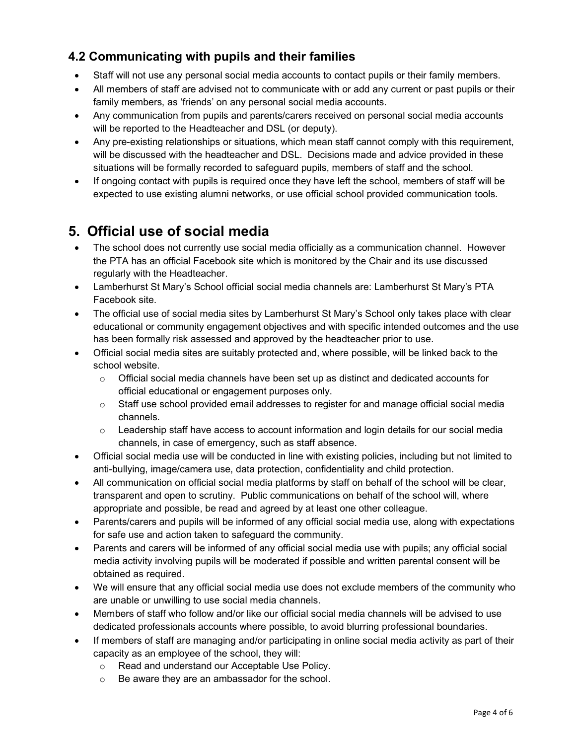### 4.2 Communicating with pupils and their families

- Staff will not use any personal social media accounts to contact pupils or their family members.
- All members of staff are advised not to communicate with or add any current or past pupils or their family members, as 'friends' on any personal social media accounts.
- Any communication from pupils and parents/carers received on personal social media accounts will be reported to the Headteacher and DSL (or deputy).
- Any pre-existing relationships or situations, which mean staff cannot comply with this requirement, will be discussed with the headteacher and DSL. Decisions made and advice provided in these situations will be formally recorded to safeguard pupils, members of staff and the school.
- If ongoing contact with pupils is required once they have left the school, members of staff will be expected to use existing alumni networks, or use official school provided communication tools.

## 5. Official use of social media

- The school does not currently use social media officially as a communication channel. However the PTA has an official Facebook site which is monitored by the Chair and its use discussed regularly with the Headteacher.
- Lamberhurst St Mary's School official social media channels are: Lamberhurst St Mary's PTA Facebook site.
- The official use of social media sites by Lamberhurst St Mary's School only takes place with clear educational or community engagement objectives and with specific intended outcomes and the use has been formally risk assessed and approved by the headteacher prior to use.
- Official social media sites are suitably protected and, where possible, will be linked back to the school website.
  - Official social media channels have been set up as distinct and dedicated accounts for official educational or engagement purposes only.
  - Staff use school provided email addresses to register for and manage official social media channels.
  - Leadership staff have access to account information and login details for our social media channels, in case of emergency, such as staff absence.
- Official social media use will be conducted in line with existing policies, including but not limited to anti-bullying, image/camera use, data protection, confidentiality and child protection.
- All communication on official social media platforms by staff on behalf of the school will be clear, transparent and open to scrutiny. Public communications on behalf of the school will, where appropriate and possible, be read and agreed by at least one other colleague.
- Parents/carers and pupils will be informed of any official social media use, along with expectations for safe use and action taken to safeguard the community.
- Parents and carers will be informed of any official social media use with pupils; any official social media activity involving pupils will be moderated if possible and written parental consent will be obtained as required.
- We will ensure that any official social media use does not exclude members of the community who are unable or unwilling to use social media channels.
- Members of staff who follow and/or like our official social media channels will be advised to use dedicated professionals accounts where possible, to avoid blurring professional boundaries.
- If members of staff are managing and/or participating in online social media activity as part of their capacity as an employee of the school, they will:
  - Read and understand our Acceptable Use Policy.
  - Be aware they are an ambassador for the school.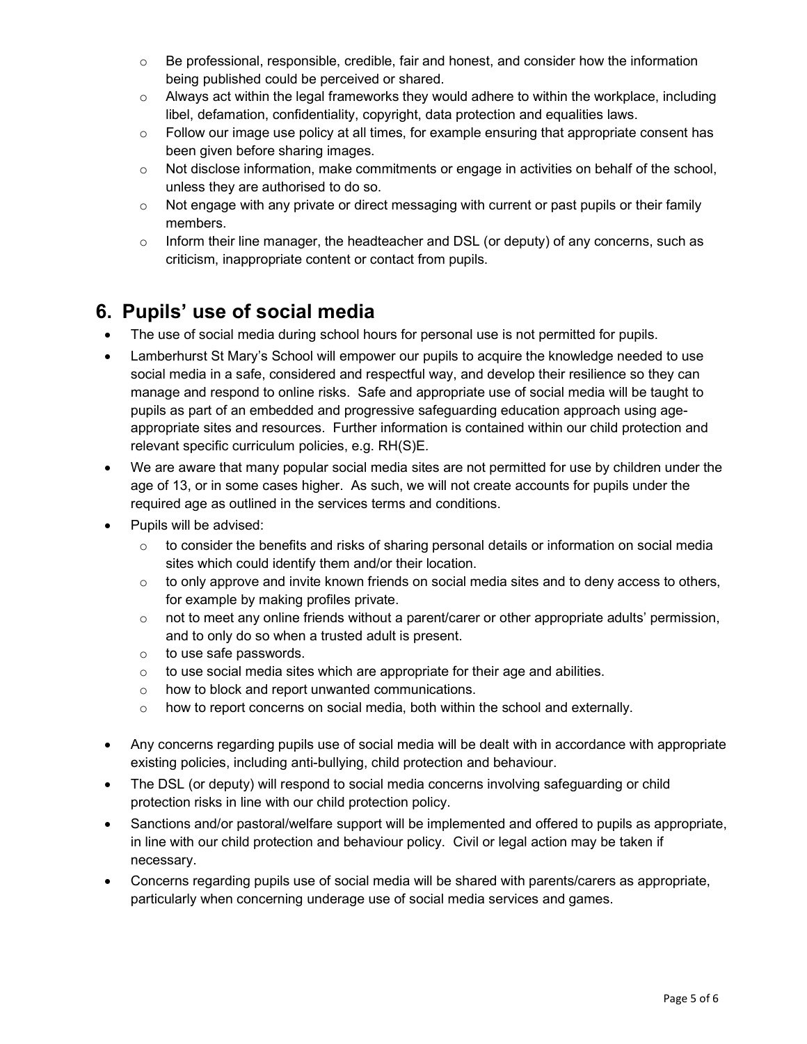- Be professional, responsible, credible, fair and honest, and consider how the information being published could be perceived or shared.
- Always act within the legal frameworks they would adhere to within the workplace, including libel, defamation, confidentiality, copyright, data protection and equalities laws.
- Follow our image use policy at all times, for example ensuring that appropriate consent has been given before sharing images.
- Not disclose information, make commitments or engage in activities on behalf of the school, unless they are authorised to do so.
- Not engage with any private or direct messaging with current or past pupils or their family members.
- Inform their line manager, the headteacher and DSL (or deputy) of any concerns, such as criticism, inappropriate content or contact from pupils.

## 6. Pupils' use of social media

- The use of social media during school hours for personal use is not permitted for pupils.
- Lamberhurst St Mary's School will empower our pupils to acquire the knowledge needed to use social media in a safe, considered and respectful way, and develop their resilience so they can manage and respond to online risks. Safe and appropriate use of social media will be taught to pupils as part of an embedded and progressive safeguarding education approach using age-appropriate sites and resources. Further information is contained within our child protection and relevant specific curriculum policies, e.g. RH(S)E.
- We are aware that many popular social media sites are not permitted for use by children under the age of 13, or in some cases higher. As such, we will not create accounts for pupils under the required age as outlined in the services terms and conditions.
- Pupils will be advised:
  - to consider the benefits and risks of sharing personal details or information on social media sites which could identify them and/or their location.
  - to only approve and invite known friends on social media sites and to deny access to others, for example by making profiles private.
  - not to meet any online friends without a parent/carer or other appropriate adults' permission, and to only do so when a trusted adult is present.
  - to use safe passwords.
  - to use social media sites which are appropriate for their age and abilities.
  - how to block and report unwanted communications.
  - how to report concerns on social media, both within the school and externally.
- Any concerns regarding pupils use of social media will be dealt with in accordance with appropriate existing policies, including anti-bullying, child protection and behaviour.
- The DSL (or deputy) will respond to social media concerns involving safeguarding or child protection risks in line with our child protection policy.
- Sanctions and/or pastoral/welfare support will be implemented and offered to pupils as appropriate, in line with our child protection and behaviour policy. Civil or legal action may be taken if necessary.
- Concerns regarding pupils use of social media will be shared with parents/carers as appropriate, particularly when concerning underage use of social media services and games.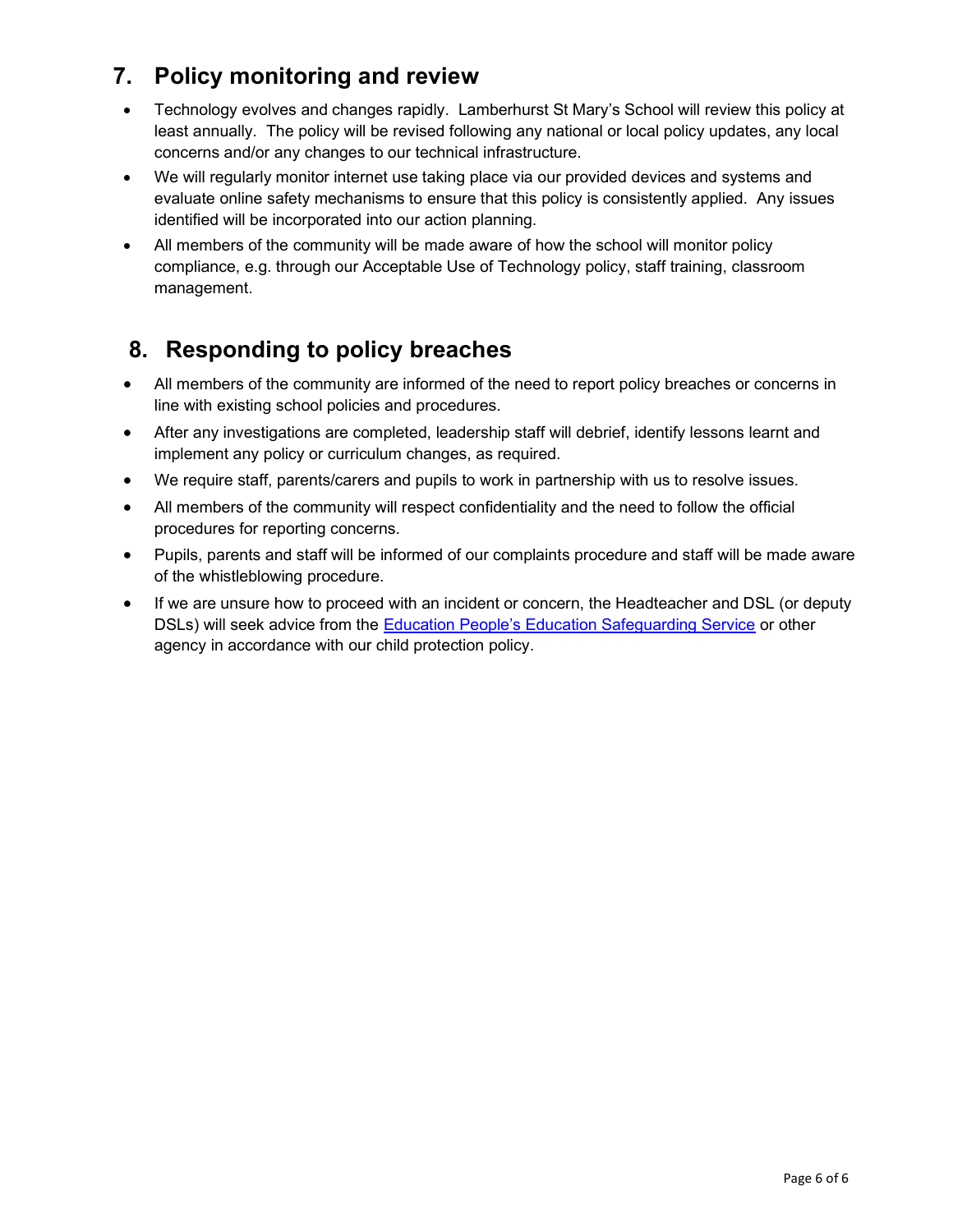## 7. Policy monitoring and review

- Technology evolves and changes rapidly. Lamberhurst St Mary's School will review this policy at least annually. The policy will be revised following any national or local policy updates, any local concerns and/or any changes to our technical infrastructure.
- We will regularly monitor internet use taking place via our provided devices and systems and evaluate online safety mechanisms to ensure that this policy is consistently applied. Any issues identified will be incorporated into our action planning.
- All members of the community will be made aware of how the school will monitor policy compliance, e.g. through our Acceptable Use of Technology policy, staff training, classroom management.

## 8. Responding to policy breaches

- All members of the community are informed of the need to report policy breaches or concerns in line with existing school policies and procedures.
- After any investigations are completed, leadership staff will debrief, identify lessons learnt and implement any policy or curriculum changes, as required.
- We require staff, parents/carers and pupils to work in partnership with us to resolve issues.
- All members of the community will respect confidentiality and the need to follow the official procedures for reporting concerns.
- Pupils, parents and staff will be informed of our complaints procedure and staff will be made aware of the whistleblowing procedure.
- If we are unsure how to proceed with an incident or concern, the Headteacher and DSL (or deputy DSLs) will seek advice from the Education People's Education Safeguarding Service or other agency in accordance with our child protection policy.